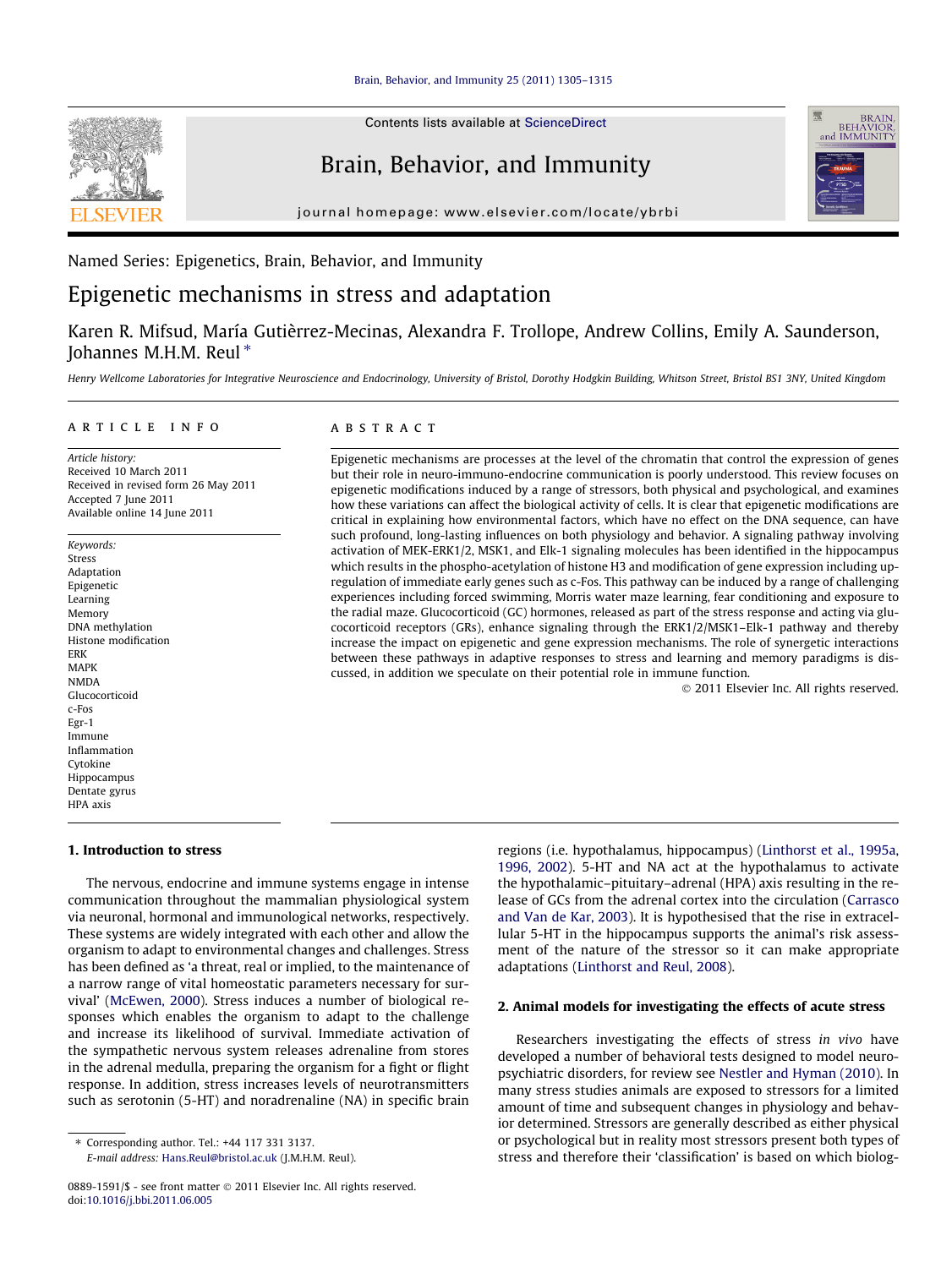Named Series: Epigenetics, Brain, Behavior, and Immunity

# Epigenetic mechanisms in stress and adaptation

Karen R. Mifsud, María Gutièrrez-Mecinas, Alexandra F. Trollope, Andrew Collins, Emily A. Saunderson, Johannes M.H.M. Reul *

*Henry Wellcome Laboratories for Integrative Neuroscience and Endocrinology, University of Bristol, Dorothy Hodgkin Building, Whitson Street, Bristol BS1 3NY, United Kingdom*

## ARTICLE INFO

*Article history:*
Received 10 March 2011
Received in revised form 26 May 2011
Accepted 7 June 2011
Available online 14 June 2011

*Keywords:*
Stress
Adaptation
Epigenetic
Learning
Memory
DNA methylation
Histone modification
ERK
MAPK
NMDA
Glucocorticoid
c-Fos
Egr-1
Immune
Inflammation
Cytokine
Hippocampus
Dentate gyrus
HPA axis

## ABSTRACT

Epigenetic mechanisms are processes at the level of the chromatin that control the expression of genes but their role in neuro-immuno-endocrine communication is poorly understood. This review focuses on epigenetic modifications induced by a range of stressors, both physical and psychological, and examines how these variations can affect the biological activity of cells. It is clear that epigenetic modifications are critical in explaining how environmental factors, which have no effect on the DNA sequence, can have such profound, long-lasting influences on both physiology and behavior. A signaling pathway involving activation of MEK-ERK1/2, MSK1, and Elk-1 signaling molecules has been identified in the hippocampus which results in the phospho-acetylation of histone H3 and modification of gene expression including up-regulation of immediate early genes such as c-Fos. This pathway can be induced by a range of challenging experiences including forced swimming, Morris water maze learning, fear conditioning and exposure to the radial maze. Glucocorticoid (GC) hormones, released as part of the stress response and acting via glucocorticoid receptors (GRs), enhance signaling through the ERK1/2/MSK1–Elk-1 pathway and thereby increase the impact on epigenetic and gene expression mechanisms. The role of synergetic interactions between these pathways in adaptive responses to stress and learning and memory paradigms is discussed, in addition we speculate on their potential role in immune function.

© 2011 Elsevier Inc. All rights reserved.

## 1. Introduction to stress

The nervous, endocrine and immune systems engage in intense communication throughout the mammalian physiological system via neuronal, hormonal and immunological networks, respectively. These systems are widely integrated with each other and allow the organism to adapt to environmental changes and challenges. Stress has been defined as 'a threat, real or implied, to the maintenance of a narrow range of vital homeostatic parameters necessary for survival' (McEwen, 2000). Stress induces a number of biological responses which enables the organism to adapt to the challenge and increase its likelihood of survival. Immediate activation of the sympathetic nervous system releases adrenaline from stores in the adrenal medulla, preparing the organism for a fight or flight response. In addition, stress increases levels of neurotransmitters such as serotonin (5-HT) and noradrenaline (NA) in specific brain regions (i.e. hypothalamus, hippocampus) (Linthorst et al., 1995a, 1996, 2002). 5-HT and NA act at the hypothalamus to activate the hypothalamic–pituitary–adrenal (HPA) axis resulting in the release of GCs from the adrenal cortex into the circulation (Carrasco and Van de Kar, 2003). It is hypothesised that the rise in extracellular 5-HT in the hippocampus supports the animal's risk assessment of the nature of the stressor so it can make appropriate adaptations (Linthorst and Reul, 2008).

## 2. Animal models for investigating the effects of acute stress

Researchers investigating the effects of stress *in vivo* have developed a number of behavioral tests designed to model neuropsychiatric disorders, for review see Nestler and Hyman (2010). In many stress studies animals are exposed to stressors for a limited amount of time and subsequent changes in physiology and behavior determined. Stressors are generally described as either physical or psychological but in reality most stressors present both types of stress and therefore their 'classification' is based on which biolog-

* Corresponding author. Tel.: +44 117 331 3137.
*E-mail address:* Hans.Reul@bristol.ac.uk (J.M.H.M. Reul).

0889-1591/$ - see front matter © 2011 Elsevier Inc. All rights reserved.
doi:10.1016/j.bbi.2011.06.005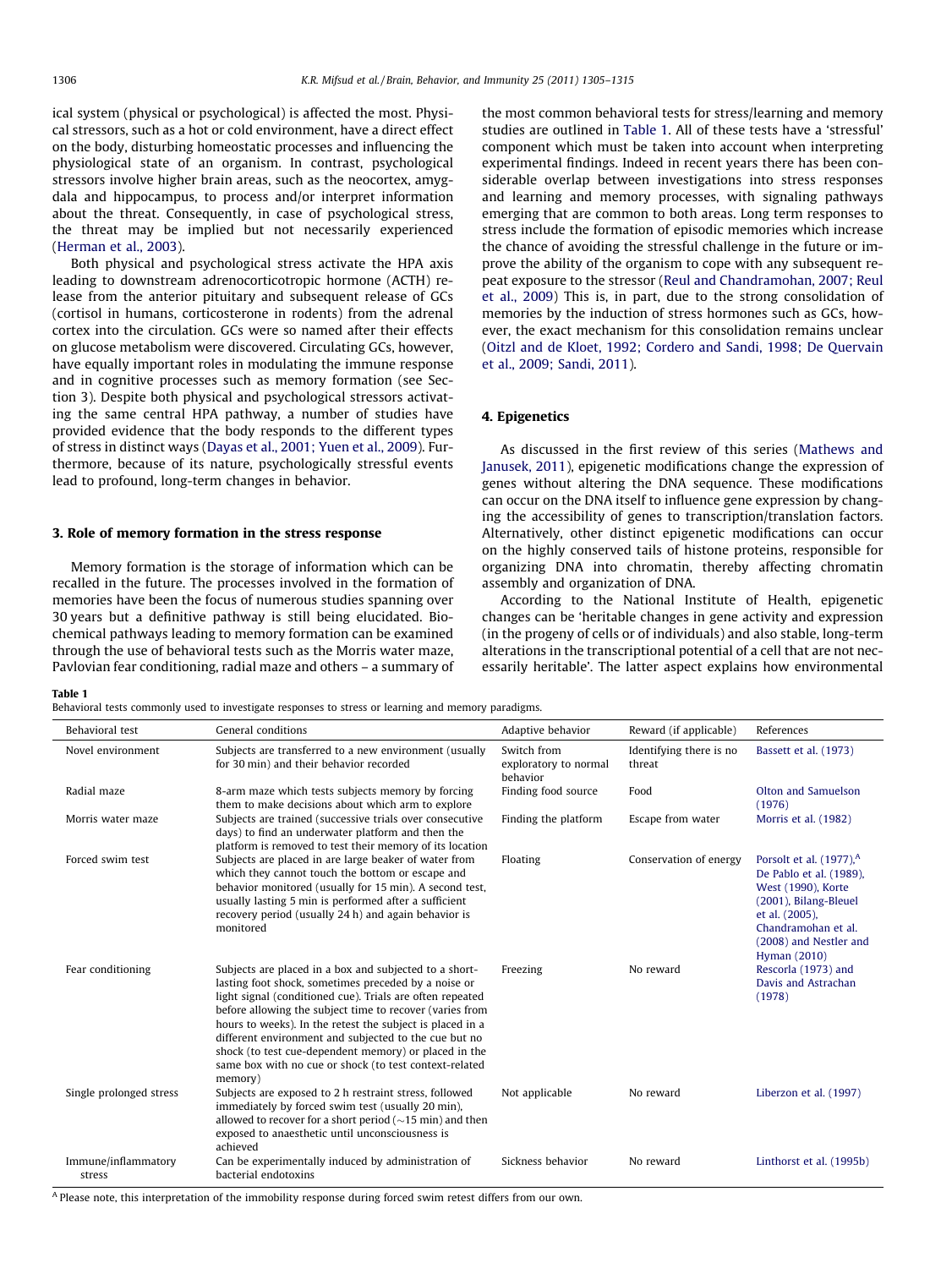ical system (physical or psychological) is affected the most. Physical stressors, such as a hot or cold environment, have a direct effect on the body, disturbing homeostatic processes and influencing the physiological state of an organism. In contrast, psychological stressors involve higher brain areas, such as the neocortex, amygdala and hippocampus, to process and/or interpret information about the threat. Consequently, in case of psychological stress, the threat may be implied but not necessarily experienced (Herman et al., 2003).

Both physical and psychological stress activate the HPA axis leading to downstream adrenocorticotropic hormone (ACTH) release from the anterior pituitary and subsequent release of GCs (cortisol in humans, corticosterone in rodents) from the adrenal cortex into the circulation. GCs were so named after their effects on glucose metabolism were discovered. Circulating GCs, however, have equally important roles in modulating the immune response and in cognitive processes such as memory formation (see Section 3). Despite both physical and psychological stressors activating the same central HPA pathway, a number of studies have provided evidence that the body responds to the different types of stress in distinct ways (Dayas et al., 2001; Yuen et al., 2009). Furthermore, because of its nature, psychologically stressful events lead to profound, long-term changes in behavior.

## 3. Role of memory formation in the stress response

Memory formation is the storage of information which can be recalled in the future. The processes involved in the formation of memories have been the focus of numerous studies spanning over 30 years but a definitive pathway is still being elucidated. Biochemical pathways leading to memory formation can be examined through the use of behavioral tests such as the Morris water maze, Pavlovian fear conditioning, radial maze and others – a summary of the most common behavioral tests for stress/learning and memory studies are outlined in Table 1. All of these tests have a 'stressful' component which must be taken into account when interpreting experimental findings. Indeed in recent years there has been considerable overlap between investigations into stress responses and learning and memory processes, with signaling pathways emerging that are common to both areas. Long term responses to stress include the formation of episodic memories which increase the chance of avoiding the stressful challenge in the future or improve the ability of the organism to cope with any subsequent repeat exposure to the stressor (Reul and Chandramohan, 2007; Reul et al., 2009) This is, in part, due to the strong consolidation of memories by the induction of stress hormones such as GCs, however, the exact mechanism for this consolidation remains unclear (Oitzl and de Kloet, 1992; Cordero and Sandi, 1998; De Quervain et al., 2009; Sandi, 2011).

## 4. Epigenetics

As discussed in the first review of this series (Mathews and Janusek, 2011), epigenetic modifications change the expression of genes without altering the DNA sequence. These modifications can occur on the DNA itself to influence gene expression by changing the accessibility of genes to transcription/translation factors. Alternatively, other distinct epigenetic modifications can occur on the highly conserved tails of histone proteins, responsible for organizing DNA into chromatin, thereby affecting chromatin assembly and organization of DNA.

According to the National Institute of Health, epigenetic changes can be 'heritable changes in gene activity and expression (in the progeny of cells or of individuals) and also stable, long-term alterations in the transcriptional potential of a cell that are not necessarily heritable'. The latter aspect explains how environmental

**Table 1**
Behavioral tests commonly used to investigate responses to stress or learning and memory paradigms.

| Behavioral test | General conditions | Adaptive behavior | Reward (if applicable) | References |
|---|---|---|---|---|
| Novel environment | Subjects are transferred to a new environment (usually for 30 min) and their behavior recorded | Switch from exploratory to normal behavior | Identifying there is no threat | Bassett et al. (1973) |
| Radial maze | 8-arm maze which tests subjects memory by forcing them to make decisions about which arm to explore | Finding food source | Food | Olton and Samuelson (1976) |
| Morris water maze | Subjects are trained (successive trials over consecutive days) to find an underwater platform and then the platform is removed to test their memory of its location | Finding the platform | Escape from water | Morris et al. (1982) |
| Forced swim test | Subjects are placed in are large beaker of water from which they cannot touch the bottom or escape and behavior monitored (usually for 15 min). A second test, usually lasting 5 min is performed after a sufficient recovery period (usually 24 h) and again behavior is monitored | Floating | Conservation of energy | Porsolt et al. (1977),[A] De Pablo et al. (1989), West (1990), Korte (2001), Bilang-Bleuel et al. (2005), Chandramohan et al. (2008) and Nestler and Hyman (2010) |
| Fear conditioning | Subjects are placed in a box and subjected to a short-lasting foot shock, sometimes preceded by a noise or light signal (conditioned cue). Trials are often repeated before allowing the subject time to recover (varies from hours to weeks). In the retest the subject is placed in a different environment and subjected to the cue but no shock (to test cue-dependent memory) or placed in the same box with no cue or shock (to test context-related memory) | Freezing | No reward | Rescorla (1973) and Davis and Astrachan (1978) |
| Single prolonged stress | Subjects are exposed to 2 h restraint stress, followed immediately by forced swim test (usually 20 min), allowed to recover for a short period (~15 min) and then exposed to anaesthetic until unconsciousness is achieved | Not applicable | No reward | Liberzon et al. (1997) |
| Immune/inflammatory stress | Can be experimentally induced by administration of bacterial endotoxins | Sickness behavior | No reward | Linthorst et al. (1995b) |

[A] Please note, this interpretation of the immobility response during forced swim retest differs from our own.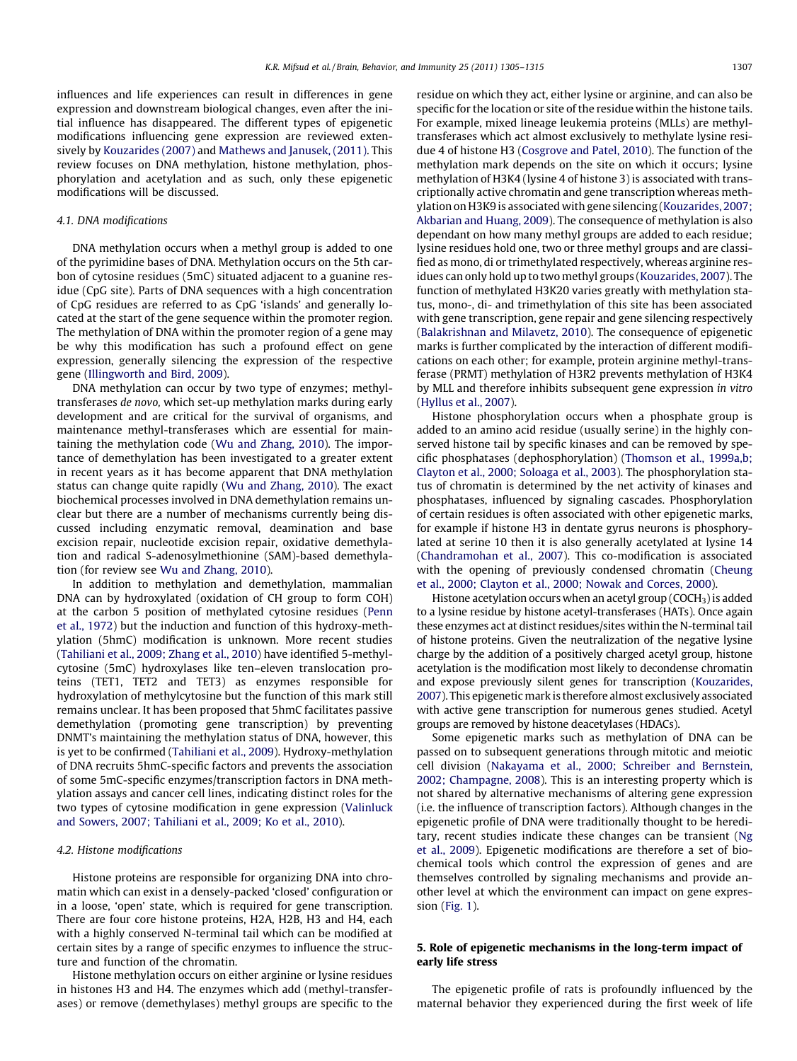influences and life experiences can result in differences in gene expression and downstream biological changes, even after the initial influence has disappeared. The different types of epigenetic modifications influencing gene expression are reviewed extensively by Kouzarides (2007) and Mathews and Janusek, (2011). This review focuses on DNA methylation, histone methylation, phosphorylation and acetylation and as such, only these epigenetic modifications will be discussed.

### 4.1. DNA modifications

DNA methylation occurs when a methyl group is added to one of the pyrimidine bases of DNA. Methylation occurs on the 5th carbon of cytosine residues (5mC) situated adjacent to a guanine residue (CpG site). Parts of DNA sequences with a high concentration of CpG residues are referred to as CpG 'islands' and generally located at the start of the gene sequence within the promoter region. The methylation of DNA within the promoter region of a gene may be why this modification has such a profound effect on gene expression, generally silencing the expression of the respective gene (Illingworth and Bird, 2009).

DNA methylation can occur by two type of enzymes; methyl-transferases *de novo*, which set-up methylation marks during early development and are critical for the survival of organisms, and maintenance methyl-transferases which are essential for maintaining the methylation code (Wu and Zhang, 2010). The importance of demethylation has been investigated to a greater extent in recent years as it has become apparent that DNA methylation status can change quite rapidly (Wu and Zhang, 2010). The exact biochemical processes involved in DNA demethylation remains unclear but there are a number of mechanisms currently being discussed including enzymatic removal, deamination and base excision repair, nucleotide excision repair, oxidative demethylation and radical S-adenosylmethionine (SAM)-based demethylation (for review see Wu and Zhang, 2010).

In addition to methylation and demethylation, mammalian DNA can by hydroxylated (oxidation of CH group to form COH) at the carbon 5 position of methylated cytosine residues (Penn et al., 1972) but the induction and function of this hydroxy-methylation (5hmC) modification is unknown. More recent studies (Tahiliani et al., 2009; Zhang et al., 2010) have identified 5-methylcytosine (5mC) hydroxylases like ten–eleven translocation proteins (TET1, TET2 and TET3) as enzymes responsible for hydroxylation of methylcytosine but the function of this mark still remains unclear. It has been proposed that 5hmC facilitates passive demethylation (promoting gene transcription) by preventing DNMT's maintaining the methylation status of DNA, however, this is yet to be confirmed (Tahiliani et al., 2009). Hydroxy-methylation of DNA recruits 5hmC-specific factors and prevents the association of some 5mC-specific enzymes/transcription factors in DNA methylation assays and cancer cell lines, indicating distinct roles for the two types of cytosine modification in gene expression (Valinluck and Sowers, 2007; Tahiliani et al., 2009; Ko et al., 2010).

### 4.2. Histone modifications

Histone proteins are responsible for organizing DNA into chromatin which can exist in a densely-packed 'closed' configuration or in a loose, 'open' state, which is required for gene transcription. There are four core histone proteins, H2A, H2B, H3 and H4, each with a highly conserved N-terminal tail which can be modified at certain sites by a range of specific enzymes to influence the structure and function of the chromatin.

Histone methylation occurs on either arginine or lysine residues in histones H3 and H4. The enzymes which add (methyl-transferases) or remove (demethylases) methyl groups are specific to the residue on which they act, either lysine or arginine, and can also be specific for the location or site of the residue within the histone tails. For example, mixed lineage leukemia proteins (MLLs) are methyl-transferases which act almost exclusively to methylate lysine residue 4 of histone H3 (Cosgrove and Patel, 2010). The function of the methylation mark depends on the site on which it occurs; lysine methylation of H3K4 (lysine 4 of histone 3) is associated with transcriptionally active chromatin and gene transcription whereas methylation on H3K9 is associated with gene silencing (Kouzarides, 2007; Akbarian and Huang, 2009). The consequence of methylation is also dependant on how many methyl groups are added to each residue; lysine residues hold one, two or three methyl groups and are classified as mono, di or trimethylated respectively, whereas arginine residues can only hold up to two methyl groups (Kouzarides, 2007). The function of methylated H3K20 varies greatly with methylation status, mono-, di- and trimethylation of this site has been associated with gene transcription, gene repair and gene silencing respectively (Balakrishnan and Milavetz, 2010). The consequence of epigenetic marks is further complicated by the interaction of different modifications on each other; for example, protein arginine methyl-transferase (PRMT) methylation of H3R2 prevents methylation of H3K4 by MLL and therefore inhibits subsequent gene expression *in vitro* (Hyllus et al., 2007).

Histone phosphorylation occurs when a phosphate group is added to an amino acid residue (usually serine) in the highly conserved histone tail by specific kinases and can be removed by specific phosphatases (dephosphorylation) (Thomson et al., 1999a,b; Clayton et al., 2000; Soloaga et al., 2003). The phosphorylation status of chromatin is determined by the net activity of kinases and phosphatases, influenced by signaling cascades. Phosphorylation of certain residues is often associated with other epigenetic marks, for example if histone H3 in dentate gyrus neurons is phosphorylated at serine 10 then it is also generally acetylated at lysine 14 (Chandramohan et al., 2007). This co-modification is associated with the opening of previously condensed chromatin (Cheung et al., 2000; Clayton et al., 2000; Nowak and Corces, 2000).

Histone acetylation occurs when an acetyl group ($COCH_3$) is added to a lysine residue by histone acetyl-transferases (HATs). Once again these enzymes act at distinct residues/sites within the N-terminal tail of histone proteins. Given the neutralization of the negative lysine charge by the addition of a positively charged acetyl group, histone acetylation is the modification most likely to decondense chromatin and expose previously silent genes for transcription (Kouzarides, 2007). This epigenetic mark is therefore almost exclusively associated with active gene transcription for numerous genes studied. Acetyl groups are removed by histone deacetylases (HDACs).

Some epigenetic marks such as methylation of DNA can be passed on to subsequent generations through mitotic and meiotic cell division (Nakayama et al., 2000; Schreiber and Bernstein, 2002; Champagne, 2008). This is an interesting property which is not shared by alternative mechanisms of altering gene expression (i.e. the influence of transcription factors). Although changes in the epigenetic profile of DNA were traditionally thought to be hereditary, recent studies indicate these changes can be transient (Ng et al., 2009). Epigenetic modifications are therefore a set of biochemical tools which control the expression of genes and are themselves controlled by signaling mechanisms and provide another level at which the environment can impact on gene expression (Fig. 1).

## 5. Role of epigenetic mechanisms in the long-term impact of early life stress

The epigenetic profile of rats is profoundly influenced by the maternal behavior they experienced during the first week of life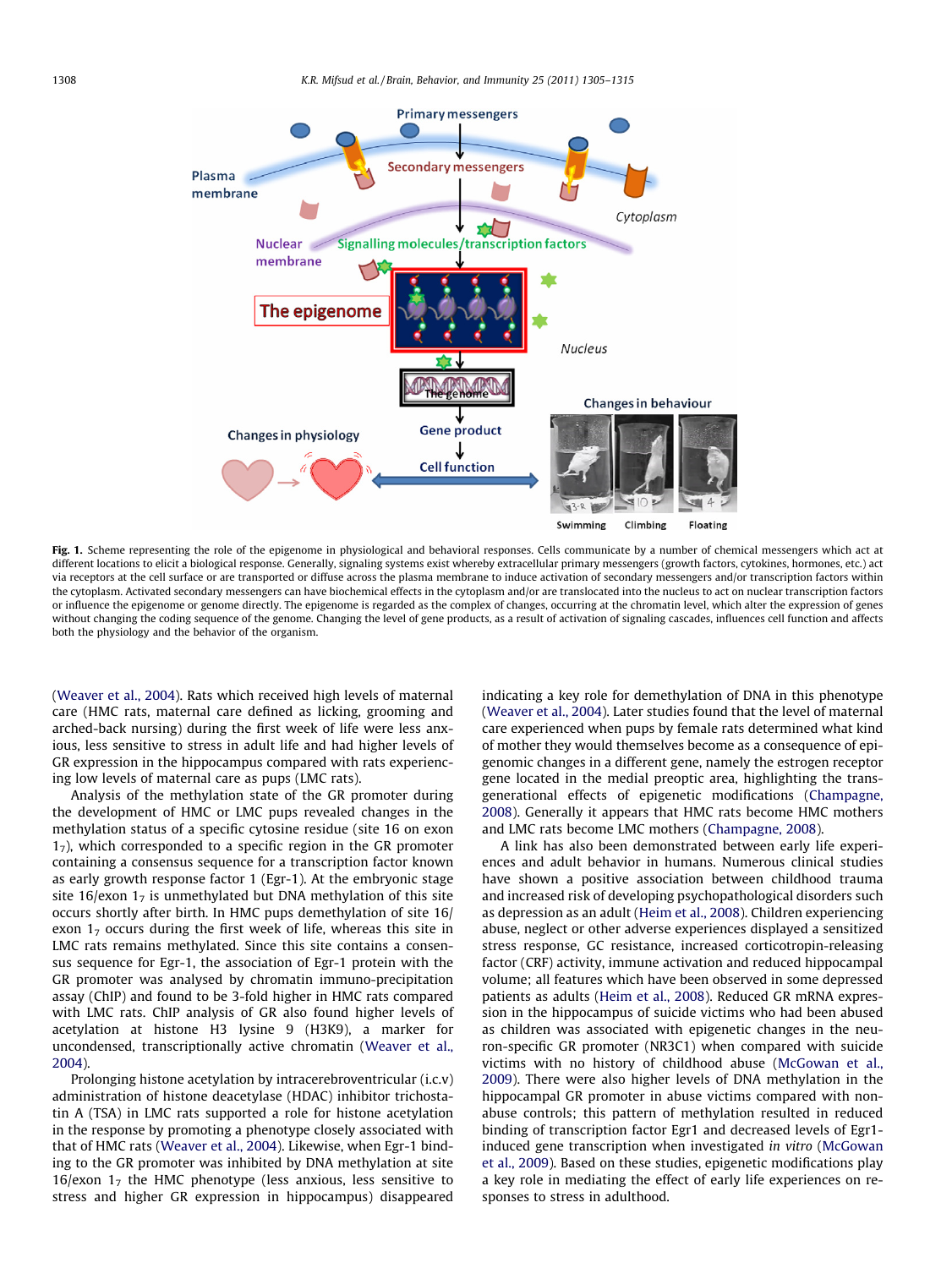Fig. 1. Scheme representing the role of the epigenome in physiological and behavioral responses. Cells communicate by a number of chemical messengers which act at different locations to elicit a biological response. Generally, signaling systems exist whereby extracellular primary messengers (growth factors, cytokines, hormones, etc.) act via receptors at the cell surface or are transported or diffuse across the plasma membrane to induce activation of secondary messengers and/or transcription factors within the cytoplasm. Activated secondary messengers can have biochemical effects in the cytoplasm and/or are translocated into the nucleus to act on nuclear transcription factors or influence the epigenome or genome directly. The epigenome is regarded as the complex of changes, occurring at the chromatin level, which alter the expression of genes without changing the coding sequence of the genome. Changing the level of gene products, as a result of activation of signaling cascades, influences cell function and affects both the physiology and the behavior of the organism.

(Weaver et al., 2004). Rats which received high levels of maternal care (HMC rats, maternal care defined as licking, grooming and arched-back nursing) during the first week of life were less anxious, less sensitive to stress in adult life and had higher levels of GR expression in the hippocampus compared with rats experiencing low levels of maternal care as pups (LMC rats).

Analysis of the methylation state of the GR promoter during the development of HMC or LMC pups revealed changes in the methylation status of a specific cytosine residue (site 16 on exon $1_7$), which corresponded to a specific region in the GR promoter containing a consensus sequence for a transcription factor known as early growth response factor 1 (Egr-1). At the embryonic stage site 16/exon $1_7$ is unmethylated but DNA methylation of this site occurs shortly after birth. In HMC pups demethylation of site 16/exon $1_7$ occurs during the first week of life, whereas this site in LMC rats remains methylated. Since this site contains a consensus sequence for Egr-1, the association of Egr-1 protein with the GR promoter was analysed by chromatin immuno-precipitation assay (ChIP) and found to be 3-fold higher in HMC rats compared with LMC rats. ChIP analysis of GR also found higher levels of acetylation at histone H3 lysine 9 (H3K9), a marker for uncondensed, transcriptionally active chromatin (Weaver et al., 2004).

Prolonging histone acetylation by intracerebroventricular (i.c.v) administration of histone deacetylase (HDAC) inhibitor trichostatin A (TSA) in LMC rats supported a role for histone acetylation in the response by promoting a phenotype closely associated with that of HMC rats (Weaver et al., 2004). Likewise, when Egr-1 binding to the GR promoter was inhibited by DNA methylation at site 16/exon $1_7$ the HMC phenotype (less anxious, less sensitive to stress and higher GR expression in hippocampus) disappeared indicating a key role for demethylation of DNA in this phenotype (Weaver et al., 2004). Later studies found that the level of maternal care experienced when pups by female rats determined what kind of mother they would themselves become as a consequence of epigenomic changes in a different gene, namely the estrogen receptor gene located in the medial preoptic area, highlighting the trans-generational effects of epigenetic modifications (Champagne, 2008). Generally it appears that HMC rats become HMC mothers and LMC rats become LMC mothers (Champagne, 2008).

A link has also been demonstrated between early life experiences and adult behavior in humans. Numerous clinical studies have shown a positive association between childhood trauma and increased risk of developing psychopathological disorders such as depression as an adult (Heim et al., 2008). Children experiencing abuse, neglect or other adverse experiences displayed a sensitized stress response, GC resistance, increased corticotropin-releasing factor (CRF) activity, immune activation and reduced hippocampal volume; all features which have been observed in some depressed patients as adults (Heim et al., 2008). Reduced GR mRNA expression in the hippocampus of suicide victims who had been abused as children was associated with epigenetic changes in the neuron-specific GR promoter (NR3C1) when compared with suicide victims with no history of childhood abuse (McGowan et al., 2009). There were also higher levels of DNA methylation in the hippocampal GR promoter in abuse victims compared with non-abuse controls; this pattern of methylation resulted in reduced binding of transcription factor Egr1 and decreased levels of Egr1-induced gene transcription when investigated *in vitro* (McGowan et al., 2009). Based on these studies, epigenetic modifications play a key role in mediating the effect of early life experiences on responses to stress in adulthood.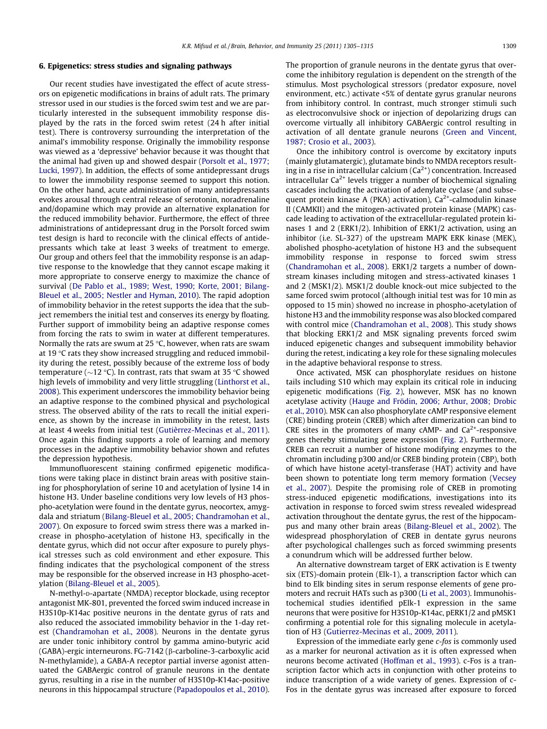## 6. Epigenetics: stress studies and signaling pathways

Our recent studies have investigated the effect of acute stressors on epigenetic modifications in brains of adult rats. The primary stressor used in our studies is the forced swim test and we are particularly interested in the subsequent immobility response displayed by the rats in the forced swim retest (24 h after initial test). There is controversy surrounding the interpretation of the animal's immobility response. Originally the immobility response was viewed as a 'depressive' behavior because it was thought that the animal had given up and showed despair (Porsolt et al., 1977; Lucki, 1997). In addition, the effects of some antidepressant drugs to lower the immobility response seemed to support this notion. On the other hand, acute administration of many antidepressants evokes arousal through central release of serotonin, noradrenaline and/dopamine which may provide an alternative explanation for the reduced immobility behavior. Furthermore, the effect of three administrations of antidepressant drug in the Porsolt forced swim test design is hard to reconcile with the clinical effects of antidepressants which take at least 3 weeks of treatment to emerge. Our group and others feel that the immobility response is an adaptive response to the knowledge that they cannot escape making it more appropriate to conserve energy to maximize the chance of survival (De Pablo et al., 1989; West, 1990; Korte, 2001; Bilang-Bleuel et al., 2005; Nestler and Hyman, 2010). The rapid adoption of immobility behavior in the retest supports the idea that the subject remembers the initial test and conserves its energy by floating. Further support of immobility being an adaptive response comes from forcing the rats to swim in water at different temperatures. Normally the rats are swum at 25 °C, however, when rats are swam at 19 °C rats they show increased struggling and reduced immobility during the retest, possibly because of the extreme loss of body temperature (~12 °C). In contrast, rats that swam at 35 °C showed high levels of immobility and very little struggling (Linthorst et al., 2008). This experiment underscores the immobility behavior being an adaptive response to the combined physical and psychological stress. The observed ability of the rats to recall the initial experience, as shown by the increase in immobility in the retest, lasts at least 4 weeks from initial test (Gutièrrez-Mecinas et al., 2011). Once again this finding supports a role of learning and memory processes in the adaptive immobility behavior shown and refutes the depression hypothesis.

Immunofluorescent staining confirmed epigenetic modifications were taking place in distinct brain areas with positive staining for phosphorylation of serine 10 and acetylation of lysine 14 in histone H3. Under baseline conditions very low levels of H3 phospho-acetylation were found in the dentate gyrus, neocortex, amygdala and striatum (Bilang-Bleuel et al., 2005; Chandramohan et al., 2007). On exposure to forced swim stress there was a marked increase in phospho-acetylation of histone H3, specifically in the dentate gyrus, which did not occur after exposure to purely physical stresses such as cold environment and ether exposure. This finding indicates that the psychological component of the stress may be responsible for the observed increase in H3 phospho-acetylation (Bilang-Bleuel et al., 2005).

N-methyl-D-apartate (NMDA) receptor blockade, using receptor antagonist MK-801, prevented the forced swim induced increase in H3S10p-K14ac positive neurons in the dentate gyrus of rats and also reduced the associated immobility behavior in the 1-day retest (Chandramohan et al., 2008). Neurons in the dentate gyrus are under tonic inhibitory control by gamma amino-butyric acid (GABA)-ergic interneurons. FG-7142 (β-carboline-3-carboxylic acid N-methylamide), a GABA-A receptor partial inverse agonist attenuated the GABAergic control of granule neurons in the dentate gyrus, resulting in a rise in the number of H3S10p-K14ac-positive neurons in this hippocampal structure (Papadopoulos et al., 2010). The proportion of granule neurons in the dentate gyrus that overcome the inhibitory regulation is dependent on the strength of the stimulus. Most psychological stressors (predator exposure, novel environment, etc.) activate <5% of dentate gyrus granular neurons from inhibitory control. In contrast, much stronger stimuli such as electroconvulsive shock or injection of depolarizing drugs can overcome virtually all inhibitory GABAergic control resulting in activation of all dentate granule neurons (Green and Vincent, 1987; Crosio et al., 2003).

Once the inhibitory control is overcome by excitatory inputs (mainly glutamatergic), glutamate binds to NMDA receptors resulting in a rise in intracellular calcium ($Ca^{2+}$) concentration. Increased intracellular $Ca^{2+}$ levels trigger a number of biochemical signaling cascades including the activation of adenylate cyclase (and subsequent protein kinase A (PKA) activation), $Ca^{2+}$-calmodulin kinase II (CAMKII) and the mitogen-activated protein kinase (MAPK) cascade leading to activation of the extracellular-regulated protein kinases 1 and 2 (ERK1/2). Inhibition of ERK1/2 activation, using an inhibitor (i.e. SL-327) of the upstream MAPK ERK kinase (MEK), abolished phospho-acetylation of histone H3 and the subsequent immobility response in response to forced swim stress (Chandramohan et al., 2008). ERK1/2 targets a number of downstream kinases including mitogen and stress-activated kinases 1 and 2 (MSK1/2). MSK1/2 double knock-out mice subjected to the same forced swim protocol (although initial test was for 10 min as opposed to 15 min) showed no increase in phospho-acetylation of histone H3 and the immobility response was also blocked compared with control mice (Chandramohan et al., 2008). This study shows that blocking ERK1/2 and MSK signaling prevents forced swim induced epigenetic changes and subsequent immobility behavior during the retest, indicating a key role for these signaling molecules in the adaptive behavioral response to stress.

Once activated, MSK can phosphorylate residues on histone tails including S10 which may explain its critical role in inducing epigenetic modifications (Fig. 2), however, MSK has no known acetylase activity (Hauge and Frödin, 2006; Arthur, 2008; Drobic et al., 2010). MSK can also phosphorylate cAMP responsive element (CRE) binding protein (CREB) which after dimerization can bind to CRE sites in the promoters of many cAMP- and $Ca^{2+}$-responsive genes thereby stimulating gene expression (Fig. 2). Furthermore, CREB can recruit a number of histone modifying enzymes to the chromatin including p300 and/or CREB binding protein (CBP), both of which have histone acetyl-transferase (HAT) activity and have been shown to potentiate long term memory formation (Vecsey et al., 2007). Despite the promising role of CREB in promoting stress-induced epigenetic modifications, investigations into its activation in response to forced swim stress revealed widespread activation throughout the dentate gyrus, the rest of the hippocampus and many other brain areas (Bilang-Bleuel et al., 2002). The widespread phosphorylation of CREB in dentate gyrus neurons after psychological challenges such as forced swimming presents a conundrum which will be addressed further below.

An alternative downstream target of ERK activation is E twenty six (ETS)-domain protein (Elk-1), a transcription factor which can bind to Elk binding sites in serum response elements of gene promoters and recruit HATs such as p300 (Li et al., 2003). Immunohistochemical studies identified pElk-1 expression in the same neurons that were positive for H3S10p-K14ac, pERK1/2 and pMSK1 confirming a potential role for this signaling molecule in acetylation of H3 (Gutierrez-Mecinas et al., 2009, 2011).

Expression of the immediate early gene *c-fos* is commonly used as a marker for neuronal activation as it is often expressed when neurons become activated (Hoffman et al., 1993). c-Fos is a transcription factor which acts in conjunction with other proteins to induce transcription of a wide variety of genes. Expression of c-Fos in the dentate gyrus was increased after exposure to forced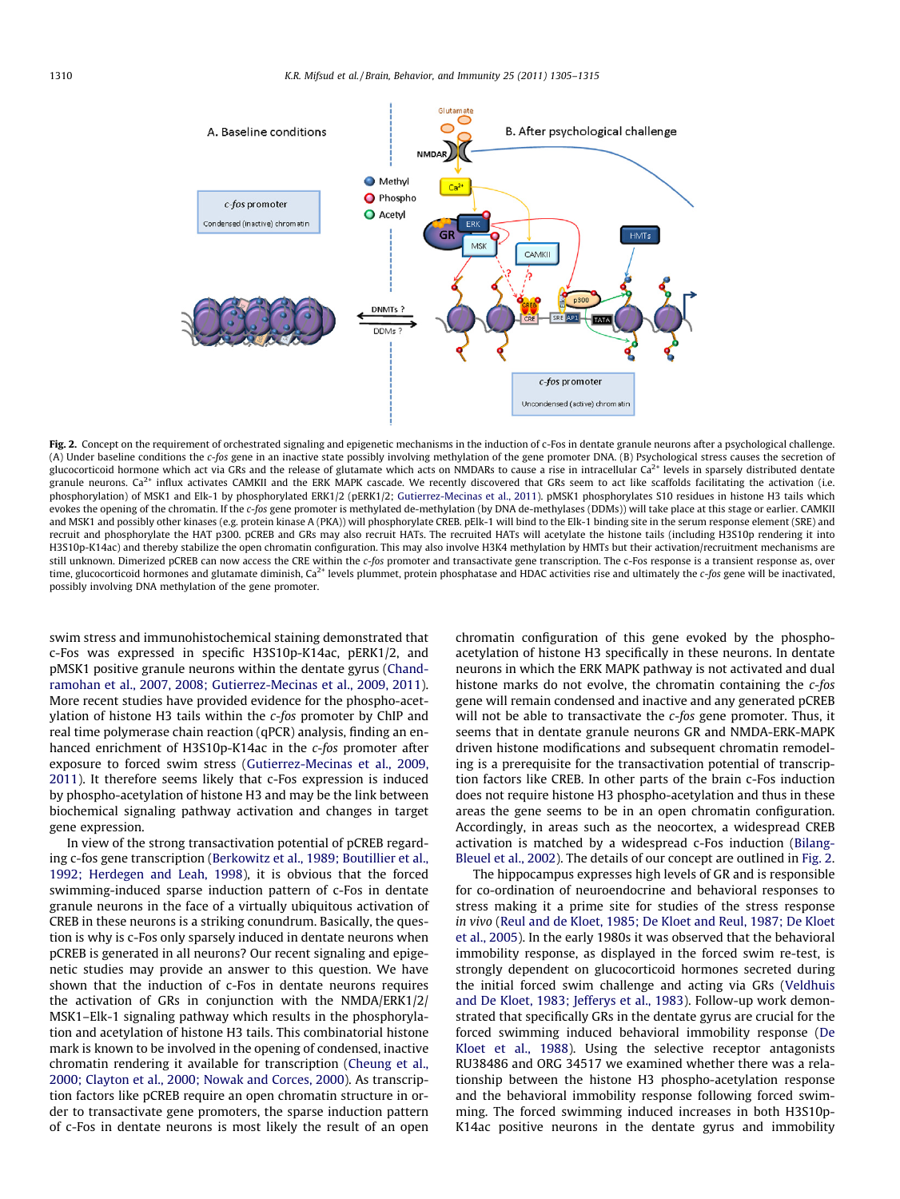**Fig. 2.** Concept on the requirement of orchestrated signaling and epigenetic mechanisms in the induction of c-Fos in dentate granule neurons after a psychological challenge. (A) Under baseline conditions the *c-fos* gene in an inactive state possibly involving methylation of the gene promoter DNA. (B) Psychological stress causes the secretion of glucocorticoid hormone which act via GRs and the release of glutamate which acts on NMDARs to cause a rise in intracellular $Ca^{2+}$ levels in sparsely distributed dentate granule neurons. $Ca^{2+}$ influx activates CAMKII and the ERK MAPK cascade. We recently discovered that GRs seem to act like scaffolds facilitating the activation (i.e. phosphorylation) of MSK1 and Elk-1 by phosphorylated ERK1/2 (pERK1/2; Gutierrez-Mecinas et al., 2011). pMSK1 phosphorylates S10 residues in histone H3 tails which evokes the opening of the chromatin. If the *c-fos* gene promoter is methylated de-methylation (by DNA de-methylases (DDMs)) will take place at this stage or earlier. CAMKII and MSK1 and possibly other kinases (e.g. protein kinase A (PKA)) will phosphorylate CREB. pElk-1 will bind to the Elk-1 binding site in the serum response element (SRE) and recruit and phosphorylate the HAT p300. pCREB and GRs may also recruit HATs. The recruited HATs will acetylate the histone tails (including H3S10p rendering it into H3S10p-K14ac) and thereby stabilize the open chromatin configuration. This may also involve H3K4 methylation by HMTs but their activation/recruitment mechanisms are still unknown. Dimerized pCREB can now access the CRE within the *c-fos* promoter and transactivate gene transcription. The c-Fos response is a transient response as, over time, glucocorticoid hormones and glutamate diminish, $Ca^{2+}$ levels plummet, protein phosphatase and HDAC activities rise and ultimately the *c-fos* gene will be inactivated, possibly involving DNA methylation of the gene promoter.

swim stress and immunohistochemical staining demonstrated that c-Fos was expressed in specific H3S10p-K14ac, pERK1/2, and pMSK1 positive granule neurons within the dentate gyrus (Chandramohan et al., 2007, 2008; Gutierrez-Mecinas et al., 2009, 2011). More recent studies have provided evidence for the phospho-acetylation of histone H3 tails within the *c-fos* promoter by ChIP and real time polymerase chain reaction (qPCR) analysis, finding an enhanced enrichment of H3S10p-K14ac in the *c-fos* promoter after exposure to forced swim stress (Gutierrez-Mecinas et al., 2009, 2011). It therefore seems likely that c-Fos expression is induced by phospho-acetylation of histone H3 and may be the link between biochemical signaling pathway activation and changes in target gene expression.

In view of the strong transactivation potential of pCREB regarding c-fos gene transcription (Berkowitz et al., 1989; Boutillier et al., 1992; Herdegen and Leah, 1998), it is obvious that the forced swimming-induced sparse induction pattern of c-Fos in dentate granule neurons in the face of a virtually ubiquitous activation of CREB in these neurons is a striking conundrum. Basically, the question is why is c-Fos only sparsely induced in dentate neurons when pCREB is generated in all neurons? Our recent signaling and epigenetic studies may provide an answer to this question. We have shown that the induction of c-Fos in dentate neurons requires the activation of GRs in conjunction with the NMDA/ERK1/2/MSK1–Elk-1 signaling pathway which results in the phosphorylation and acetylation of histone H3 tails. This combinatorial histone mark is known to be involved in the opening of condensed, inactive chromatin rendering it available for transcription (Cheung et al., 2000; Clayton et al., 2000; Nowak and Corces, 2000). As transcription factors like pCREB require an open chromatin structure in order to transactivate gene promoters, the sparse induction pattern of c-Fos in dentate neurons is most likely the result of an open chromatin configuration of this gene evoked by the phospho-acetylation of histone H3 specifically in these neurons. In dentate neurons in which the ERK MAPK pathway is not activated and dual histone marks do not evolve, the chromatin containing the *c-fos* gene will remain condensed and inactive and any generated pCREB will not be able to transactivate the *c-fos* gene promoter. Thus, it seems that in dentate granule neurons GR and NMDA-ERK-MAPK driven histone modifications and subsequent chromatin remodeling is a prerequisite for the transactivation potential of transcription factors like CREB. In other parts of the brain c-Fos induction does not require histone H3 phospho-acetylation and thus in these areas the gene seems to be in an open chromatin configuration. Accordingly, in areas such as the neocortex, a widespread CREB activation is matched by a widespread c-Fos induction (Bilang-Bleuel et al., 2002). The details of our concept are outlined in Fig. 2.

The hippocampus expresses high levels of GR and is responsible for co-ordination of neuroendocrine and behavioral responses to stress making it a prime site for studies of the stress response *in vivo* (Reul and de Kloet, 1985; De Kloet and Reul, 1987; De Kloet et al., 2005). In the early 1980s it was observed that the behavioral immobility response, as displayed in the forced swim re-test, is strongly dependent on glucocorticoid hormones secreted during the initial forced swim challenge and acting via GRs (Veldhuis and De Kloet, 1983; Jefferys et al., 1983). Follow-up work demonstrated that specifically GRs in the dentate gyrus are crucial for the forced swimming induced behavioral immobility response (De Kloet et al., 1988). Using the selective receptor antagonists RU38486 and ORG 34517 we examined whether there was a relationship between the histone H3 phospho-acetylation response and the behavioral immobility response following forced swimming. The forced swimming induced increases in both H3S10p-K14ac positive neurons in the dentate gyrus and immobility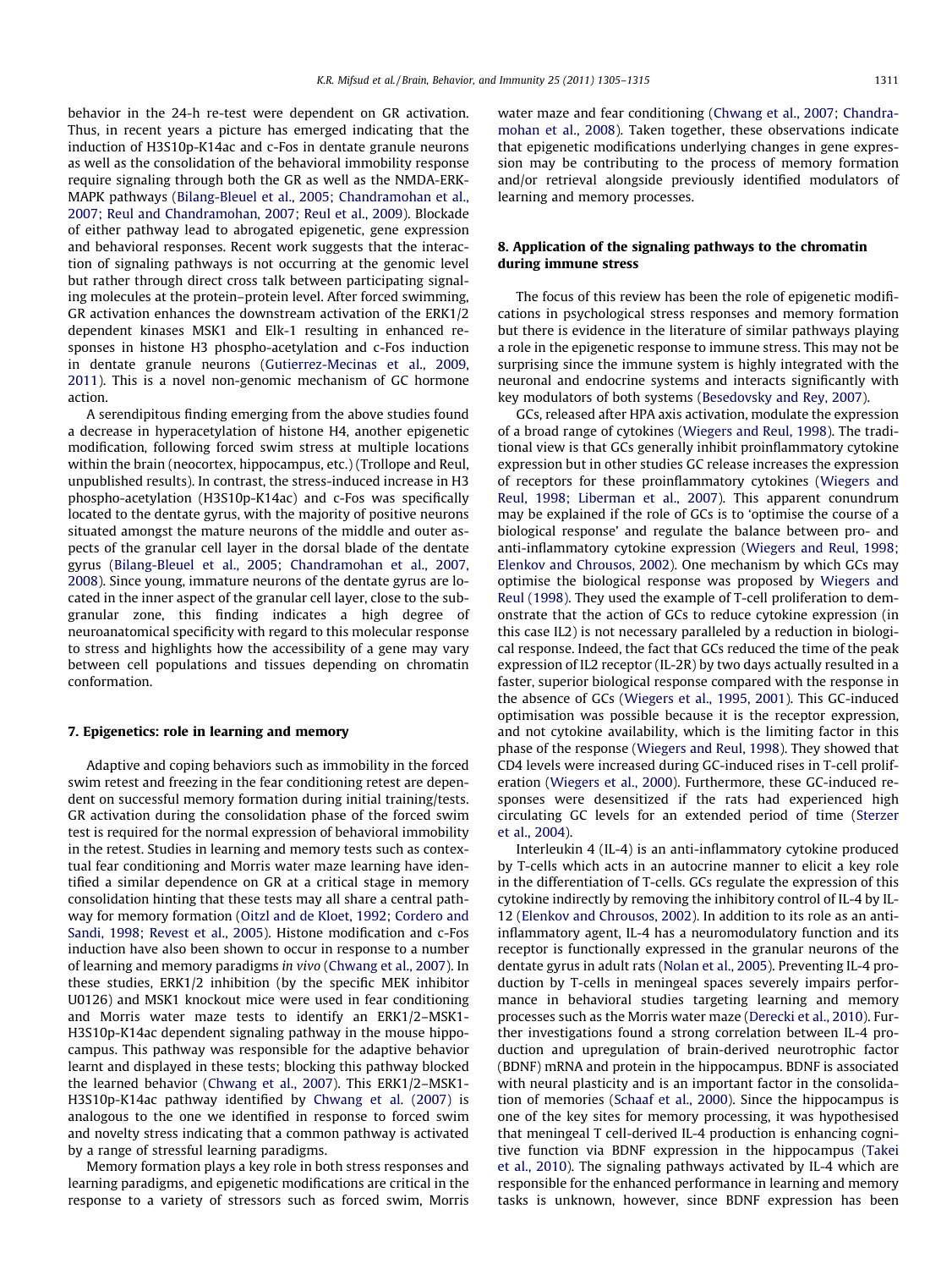behavior in the 24-h re-test were dependent on GR activation. Thus, in recent years a picture has emerged indicating that the induction of H3S10p-K14ac and c-Fos in dentate granule neurons as well as the consolidation of the behavioral immobility response require signaling through both the GR as well as the NMDA-ERK-MAPK pathways (Bilang-Bleuel et al., 2005; Chandramohan et al., 2007; Reul and Chandramohan, 2007; Reul et al., 2009). Blockade of either pathway lead to abrogated epigenetic, gene expression and behavioral responses. Recent work suggests that the interaction of signaling pathways is not occurring at the genomic level but rather through direct cross talk between participating signaling molecules at the protein–protein level. After forced swimming, GR activation enhances the downstream activation of the ERK1/2 dependent kinases MSK1 and Elk-1 resulting in enhanced responses in histone H3 phospho-acetylation and c-Fos induction in dentate granule neurons (Gutierrez-Mecinas et al., 2009, 2011). This is a novel non-genomic mechanism of GC hormone action.

A serendipitous finding emerging from the above studies found a decrease in hyperacetylation of histone H4, another epigenetic modification, following forced swim stress at multiple locations within the brain (neocortex, hippocampus, etc.) (Trollope and Reul, unpublished results). In contrast, the stress-induced increase in H3 phospho-acetylation (H3S10p-K14ac) and c-Fos was specifically located to the dentate gyrus, with the majority of positive neurons situated amongst the mature neurons of the middle and outer aspects of the granular cell layer in the dorsal blade of the dentate gyrus (Bilang-Bleuel et al., 2005; Chandramohan et al., 2007, 2008). Since young, immature neurons of the dentate gyrus are located in the inner aspect of the granular cell layer, close to the subgranular zone, this finding indicates a high degree of neuroanatomical specificity with regard to this molecular response to stress and highlights how the accessibility of a gene may vary between cell populations and tissues depending on chromatin conformation.

## 7. Epigenetics: role in learning and memory

Adaptive and coping behaviors such as immobility in the forced swim retest and freezing in the fear conditioning retest are dependent on successful memory formation during initial training/tests. GR activation during the consolidation phase of the forced swim test is required for the normal expression of behavioral immobility in the retest. Studies in learning and memory tests such as contextual fear conditioning and Morris water maze learning have identified a similar dependence on GR at a critical stage in memory consolidation hinting that these tests may all share a central pathway for memory formation (Oitzl and de Kloet, 1992; Cordero and Sandi, 1998; Revest et al., 2005). Histone modification and c-Fos induction have also been shown to occur in response to a number of learning and memory paradigms *in vivo* (Chwang et al., 2007). In these studies, ERK1/2 inhibition (by the specific MEK inhibitor U0126) and MSK1 knockout mice were used in fear conditioning and Morris water maze tests to identify an ERK1/2–MSK1-H3S10p-K14ac dependent signaling pathway in the mouse hippocampus. This pathway was responsible for the adaptive behavior learnt and displayed in these tests; blocking this pathway blocked the learned behavior (Chwang et al., 2007). This ERK1/2–MSK1-H3S10p-K14ac pathway identified by Chwang et al. (2007) is analogous to the one we identified in response to forced swim and novelty stress indicating that a common pathway is activated by a range of stressful learning paradigms.

Memory formation plays a key role in both stress responses and learning paradigms, and epigenetic modifications are critical in the response to a variety of stressors such as forced swim, Morris water maze and fear conditioning (Chwang et al., 2007; Chandramohan et al., 2008). Taken together, these observations indicate that epigenetic modifications underlying changes in gene expression may be contributing to the process of memory formation and/or retrieval alongside previously identified modulators of learning and memory processes.

## 8. Application of the signaling pathways to the chromatin during immune stress

The focus of this review has been the role of epigenetic modifications in psychological stress responses and memory formation but there is evidence in the literature of similar pathways playing a role in the epigenetic response to immune stress. This may not be surprising since the immune system is highly integrated with the neuronal and endocrine systems and interacts significantly with key modulators of both systems (Besedovsky and Rey, 2007).

GCs, released after HPA axis activation, modulate the expression of a broad range of cytokines (Wiegers and Reul, 1998). The traditional view is that GCs generally inhibit proinflammatory cytokine expression but in other studies GC release increases the expression of receptors for these proinflammatory cytokines (Wiegers and Reul, 1998; Liberman et al., 2007). This apparent conundrum may be explained if the role of GCs is to 'optimise the course of a biological response' and regulate the balance between pro- and anti-inflammatory cytokine expression (Wiegers and Reul, 1998; Elenkov and Chrousos, 2002). One mechanism by which GCs may optimise the biological response was proposed by Wiegers and Reul (1998). They used the example of T-cell proliferation to demonstrate that the action of GCs to reduce cytokine expression (in this case IL2) is not necessary paralleled by a reduction in biological response. Indeed, the fact that GCs reduced the time of the peak expression of IL2 receptor (IL-2R) by two days actually resulted in a faster, superior biological response compared with the response in the absence of GCs (Wiegers et al., 1995, 2001). This GC-induced optimisation was possible because it is the receptor expression, and not cytokine availability, which is the limiting factor in this phase of the response (Wiegers and Reul, 1998). They showed that CD4 levels were increased during GC-induced rises in T-cell proliferation (Wiegers et al., 2000). Furthermore, these GC-induced responses were desensitized if the rats had experienced high circulating GC levels for an extended period of time (Sterzer et al., 2004).

Interleukin 4 (IL-4) is an anti-inflammatory cytokine produced by T-cells which acts in an autocrine manner to elicit a key role in the differentiation of T-cells. GCs regulate the expression of this cytokine indirectly by removing the inhibitory control of IL-4 by IL-12 (Elenkov and Chrousos, 2002). In addition to its role as an anti-inflammatory agent, IL-4 has a neuromodulatory function and its receptor is functionally expressed in the granular neurons of the dentate gyrus in adult rats (Nolan et al., 2005). Preventing IL-4 production by T-cells in meningeal spaces severely impairs performance in behavioral studies targeting learning and memory processes such as the Morris water maze (Derecki et al., 2010). Further investigations found a strong correlation between IL-4 production and upregulation of brain-derived neurotrophic factor (BDNF) mRNA and protein in the hippocampus. BDNF is associated with neural plasticity and is an important factor in the consolidation of memories (Schaaf et al., 2000). Since the hippocampus is one of the key sites for memory processing, it was hypothesised that meningeal T cell-derived IL-4 production is enhancing cognitive function via BDNF expression in the hippocampus (Takei et al., 2010). The signaling pathways activated by IL-4 which are responsible for the enhanced performance in learning and memory tasks is unknown, however, since BDNF expression has been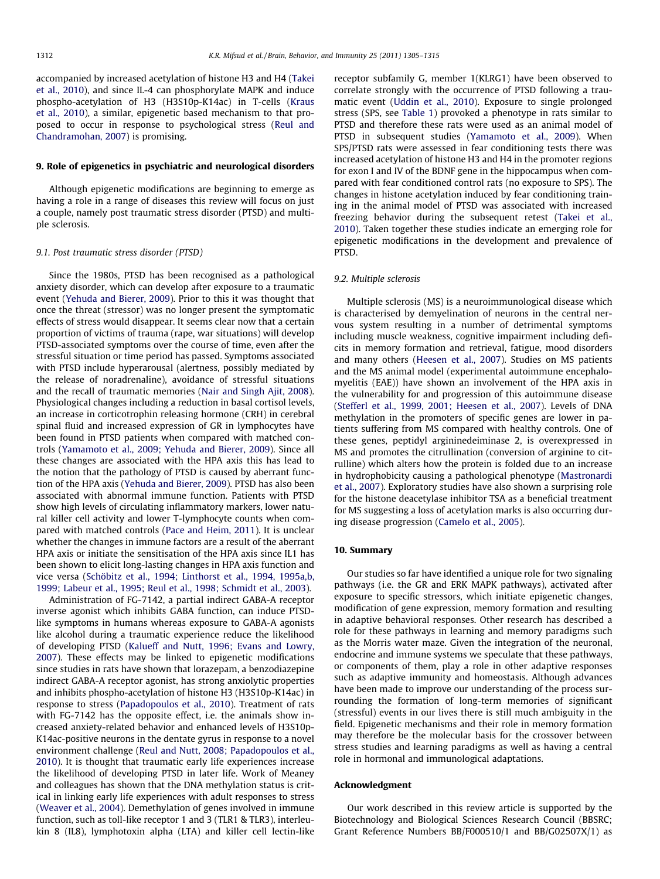accompanied by increased acetylation of histone H3 and H4 (Takei et al., 2010), and since IL-4 can phosphorylate MAPK and induce phospho-acetylation of H3 (H3S10p-K14ac) in T-cells (Kraus et al., 2010), a similar, epigenetic based mechanism to that proposed to occur in response to psychological stress (Reul and Chandramohan, 2007) is promising.

## 9. Role of epigenetics in psychiatric and neurological disorders

Although epigenetic modifications are beginning to emerge as having a role in a range of diseases this review will focus on just a couple, namely post traumatic stress disorder (PTSD) and multiple sclerosis.

### 9.1. Post traumatic stress disorder (PTSD)

Since the 1980s, PTSD has been recognised as a pathological anxiety disorder, which can develop after exposure to a traumatic event (Yehuda and Bierer, 2009). Prior to this it was thought that once the threat (stressor) was no longer present the symptomatic effects of stress would disappear. It seems clear now that a certain proportion of victims of trauma (rape, war situations) will develop PTSD-associated symptoms over the course of time, even after the stressful situation or time period has passed. Symptoms associated with PTSD include hyperarousal (alertness, possibly mediated by the release of noradrenaline), avoidance of stressful situations and the recall of traumatic memories (Nair and Singh Ajit, 2008). Physiological changes including a reduction in basal cortisol levels, an increase in corticotrophin releasing hormone (CRH) in cerebral spinal fluid and increased expression of GR in lymphocytes have been found in PTSD patients when compared with matched controls (Yamamoto et al., 2009; Yehuda and Bierer, 2009). Since all these changes are associated with the HPA axis this has lead to the notion that the pathology of PTSD is caused by aberrant function of the HPA axis (Yehuda and Bierer, 2009). PTSD has also been associated with abnormal immune function. Patients with PTSD show high levels of circulating inflammatory markers, lower natural killer cell activity and lower T-lymphocyte counts when compared with matched controls (Pace and Heim, 2011). It is unclear whether the changes in immune factors are a result of the aberrant HPA axis or initiate the sensitisation of the HPA axis since IL1 has been shown to elicit long-lasting changes in HPA axis function and vice versa (Schöbitz et al., 1994; Linthorst et al., 1994, 1995a,b, 1999; Labeur et al., 1995; Reul et al., 1998; Schmidt et al., 2003).

Administration of FG-7142, a partial indirect GABA-A receptor inverse agonist which inhibits GABA function, can induce PTSD-like symptoms in humans whereas exposure to GABA-A agonists like alcohol during a traumatic experience reduce the likelihood of developing PTSD (Kalueff and Nutt, 1996; Evans and Lowry, 2007). These effects may be linked to epigenetic modifications since studies in rats have shown that lorazepam, a benzodiazepine indirect GABA-A receptor agonist, has strong anxiolytic properties and inhibits phospho-acetylation of histone H3 (H3S10p-K14ac) in response to stress (Papadopoulos et al., 2010). Treatment of rats with FG-7142 has the opposite effect, i.e. the animals show increased anxiety-related behavior and enhanced levels of H3S10p-K14ac-positive neurons in the dentate gyrus in response to a novel environment challenge (Reul and Nutt, 2008; Papadopoulos et al., 2010). It is thought that traumatic early life experiences increase the likelihood of developing PTSD in later life. Work of Meaney and colleagues has shown that the DNA methylation status is critical in linking early life experiences with adult responses to stress (Weaver et al., 2004). Demethylation of genes involved in immune function, such as toll-like receptor 1 and 3 (TLR1 & TLR3), interleukin 8 (IL8), lymphotoxin alpha (LTA) and killer cell lectin-like receptor subfamily G, member 1(KLRG1) have been observed to correlate strongly with the occurrence of PTSD following a traumatic event (Uddin et al., 2010). Exposure to single prolonged stress (SPS, see Table 1) provoked a phenotype in rats similar to PTSD and therefore these rats were used as an animal model of PTSD in subsequent studies (Yamamoto et al., 2009). When SPS/PTSD rats were assessed in fear conditioning tests there was increased acetylation of histone H3 and H4 in the promoter regions for exon I and IV of the BDNF gene in the hippocampus when compared with fear conditioned control rats (no exposure to SPS). The changes in histone acetylation induced by fear conditioning training in the animal model of PTSD was associated with increased freezing behavior during the subsequent retest (Takei et al., 2010). Taken together these studies indicate an emerging role for epigenetic modifications in the development and prevalence of PTSD.

### 9.2. Multiple sclerosis

Multiple sclerosis (MS) is a neuroimmunological disease which is characterised by demyelination of neurons in the central nervous system resulting in a number of detrimental symptoms including muscle weakness, cognitive impairment including deficits in memory formation and retrieval, fatigue, mood disorders and many others (Heesen et al., 2007). Studies on MS patients and the MS animal model (experimental autoimmune encephalomyelitis (EAE)) have shown an involvement of the HPA axis in the vulnerability for and progression of this autoimmune disease (Stefferl et al., 1999, 2001; Heesen et al., 2007). Levels of DNA methylation in the promoters of specific genes are lower in patients suffering from MS compared with healthy controls. One of these genes, peptidyl argininedeiminase 2, is overexpressed in MS and promotes the citrullination (conversion of arginine to citrulline) which alters how the protein is folded due to an increase in hydrophobicity causing a pathological phenotype (Mastronardi et al., 2007). Exploratory studies have also shown a surprising role for the histone deacetylase inhibitor TSA as a beneficial treatment for MS suggesting a loss of acetylation marks is also occurring during disease progression (Camelo et al., 2005).

## 10. Summary

Our studies so far have identified a unique role for two signaling pathways (i.e. the GR and ERK MAPK pathways), activated after exposure to specific stressors, which initiate epigenetic changes, modification of gene expression, memory formation and resulting in adaptive behavioral responses. Other research has described a role for these pathways in learning and memory paradigms such as the Morris water maze. Given the integration of the neuronal, endocrine and immune systems we speculate that these pathways, or components of them, play a role in other adaptive responses such as adaptive immunity and homeostasis. Although advances have been made to improve our understanding of the process surrounding the formation of long-term memories of significant (stressful) events in our lives there is still much ambiguity in the field. Epigenetic mechanisms and their role in memory formation may therefore be the molecular basis for the crossover between stress studies and learning paradigms as well as having a central role in hormonal and immunological adaptations.

## Acknowledgment

Our work described in this review article is supported by the Biotechnology and Biological Sciences Research Council (BBSRC; Grant Reference Numbers BB/F000510/1 and BB/G02507X/1) as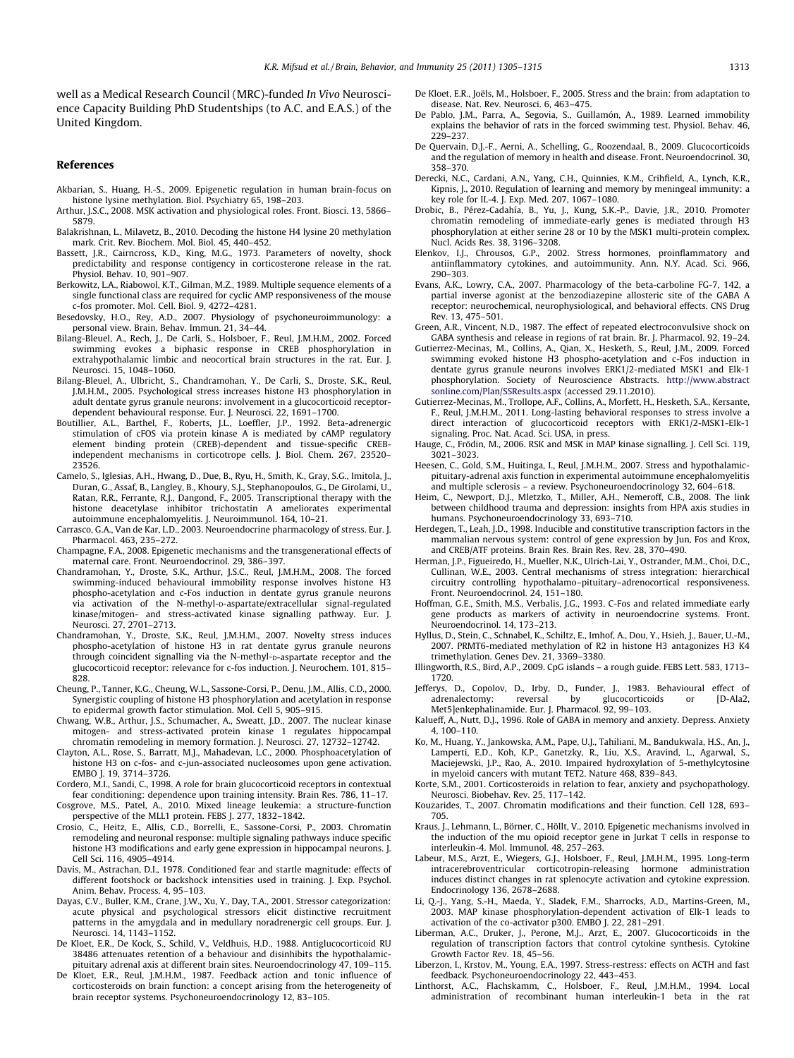well as a Medical Research Council (MRC)-funded *In Vivo* Neuroscience Capacity Building PhD Studentships (to A.C. and E.A.S.) of the United Kingdom.

## References

Akbarian, S., Huang, H.-S., 2009. Epigenetic regulation in human brain-focus on histone lysine methylation. Biol. Psychiatry 65, 198–203.

Arthur, J.S.C., 2008. MSK activation and physiological roles. Front. Biosci. 13, 5866–5879.

Balakrishnan, L., Milavetz, B., 2010. Decoding the histone H4 lysine 20 methylation mark. Crit. Rev. Biochem. Mol. Biol. 45, 440–452.

Bassett, J.R., Cairncross, K.D., King, M.G., 1973. Parameters of novelty, shock predictability and response contigency in corticosterone release in the rat. Physiol. Behav. 10, 901–907.

Berkowitz, L.A., Riabowol, K.T., Gilman, M.Z., 1989. Multiple sequence elements of a single functional class are required for cyclic AMP responsiveness of the mouse c-fos promoter. Mol. Cell. Biol. 9, 4272–4281.

Besedovsky, H.O., Rey, A.D., 2007. Physiology of psychoneuroimmunology: a personal view. Brain, Behav. Immun. 21, 34–44.

Bilang-Bleuel, A., Rech, J., De Carli, S., Holsboer, F., Reul, J.M.H.M., 2002. Forced swimming evokes a biphasic response in CREB phosphorylation in extrahypothalamic limbic and neocortical brain structures in the rat. Eur. J. Neurosci. 15, 1048–1060.

Bilang-Bleuel, A., Ulbricht, S., Chandramohan, Y., De Carli, S., Droste, S.K., Reul, J.M.H.M., 2005. Psychological stress increases histone H3 phosphorylation in adult dentate gyrus granule neurons: involvement in a glucocorticoid receptor-dependent behavioural response. Eur. J. Neurosci. 22, 1691–1700.

Boutillier, A.L., Barthel, F., Roberts, J.L., Loeffler, J.P., 1992. Beta-adrenergic stimulation of cFOS via protein kinase A is mediated by cAMP regulatory element binding protein (CREB)-dependent and tissue-specific CREB-independent mechanisms in corticotrope cells. J. Biol. Chem. 267, 23520–23526.

Camelo, S., Iglesias, A.H., Hwang, D., Due, B., Ryu, H., Smith, K., Gray, S.G., Imitola, J., Duran, G., Assaf, B., Langley, B., Khoury, S.J., Stephanopoulos, G., De Girolami, U., Ratan, R.R., Ferrante, R.J., Dangond, F., 2005. Transcriptional therapy with the histone deacetylase inhibitor trichostatin A ameliorates experimental autoimmune encephalomyelitis. J. Neuroimmunol. 164, 10–21.

Carrasco, G.A., Van de Kar, L.D., 2003. Neuroendocrine pharmacology of stress. Eur. J. Pharmacol. 463, 235–272.

Champagne, F.A., 2008. Epigenetic mechanisms and the transgenerational effects of maternal care. Front. Neuroendocrinol. 29, 386–397.

Chandramohan, Y., Droste, S.K., Arthur, J.S.C., Reul, J.M.H.M., 2008. The forced swimming-induced behavioural immobility response involves histone H3 phospho-acetylation and c-Fos induction in dentate gyrus granule neurons via activation of the N-methyl-D-aspartate/extracellular signal-regulated kinase/mitogen- and stress-activated kinase signalling pathway. Eur. J. Neurosci. 27, 2701–2713.

Chandramohan, Y., Droste, S.K., Reul, J.M.H.M., 2007. Novelty stress induces phospho-acetylation of histone H3 in rat dentate gyrus granule neurons through coincident signalling via the N-methyl-D-aspartate receptor and the glucocorticoid receptor: relevance for c-fos induction. J. Neurochem. 101, 815–828.

Cheung, P., Tanner, K.G., Cheung, W.L., Sassone-Corsi, P., Denu, J.M., Allis, C.D., 2000. Synergistic coupling of histone H3 phosphorylation and acetylation in response to epidermal growth factor stimulation. Mol. Cell 5, 905–915.

Chwang, W.B., Arthur, J.S., Schumacher, A., Sweatt, J.D., 2007. The nuclear kinase mitogen- and stress-activated protein kinase 1 regulates hippocampal chromatin remodeling in memory formation. J. Neurosci. 27, 12732–12742.

Clayton, A.L., Rose, S., Barratt, M.J., Mahadevan, L.C., 2000. Phosphoacetylation of histone H3 on c-fos- and c-jun-associated nucleosomes upon gene activation. EMBO J. 19, 3714–3726.

Cordero, M.I., Sandi, C., 1998. A role for brain glucocorticoid receptors in contextual fear conditioning: dependence upon training intensity. Brain Res. 786, 11–17.

Cosgrove, M.S., Patel, A., 2010. Mixed lineage leukemia: a structure-function perspective of the MLL1 protein. FEBS J. 277, 1832–1842.

Crosio, C., Heitz, E., Allis, C.D., Borrelli, E., Sassone-Corsi, P., 2003. Chromatin remodeling and neuronal response: multiple signaling pathways induce specific histone H3 modifications and early gene expression in hippocampal neurons. J. Cell Sci. 116, 4905–4914.

Davis, M., Astrachan, D.I., 1978. Conditioned fear and startle magnitude: effects of different footshock or backshock intensities used in training. J. Exp. Psychol. Anim. Behav. Process. 4, 95–103.

Dayas, C.V., Buller, K.M., Crane, J.W., Xu, Y., Day, T.A., 2001. Stressor categorization: acute physical and psychological stressors elicit distinctive recruitment patterns in the amygdala and in medullary noradrenergic cell groups. Eur. J. Neurosci. 14, 1143–1152.

De Kloet, E.R., De Kock, S., Schild, V., Veldhuis, H.D., 1988. Antiglucocorticoid RU 38486 attenuates retention of a behaviour and disinhibits the hypothalamic-pituitary adrenal axis at different brain sites. Neuroendocrinology 47, 109–115.

De Kloet, E.R., Reul, J.M.H.M., 1987. Feedback action and tonic influence of corticosteroids on brain function: a concept arising from the heterogeneity of brain receptor systems. Psychoneuroendocrinology 12, 83–105.

De Kloet, E.R., Joëls, M., Holsboer, F., 2005. Stress and the brain: from adaptation to disease. Nat. Rev. Neurosci. 6, 463–475.

De Pablo, J.M., Parra, A., Segovia, S., Guillamón, A., 1989. Learned immobility explains the behavior of rats in the forced swimming test. Physiol. Behav. 46, 229–237.

De Quervain, D.J.-F., Aerni, A., Schelling, G., Roozendaal, B., 2009. Glucocorticoids and the regulation of memory in health and disease. Front. Neuroendocrinol. 30, 358–370.

Derecki, N.C., Cardani, A.N., Yang, C.H., Quinnies, K.M., Crihfield, A., Lynch, K.R., Kipnis, J., 2010. Regulation of learning and memory by meningeal immunity: a key role for IL-4. J. Exp. Med. 207, 1067–1080.

Drobic, B., Pérez-Cadahía, B., Yu, J., Kung, S.K.-P., Davie, J.R., 2010. Promoter chromatin remodeling of immediate-early genes is mediated through H3 phosphorylation at either serine 28 or 10 by the MSK1 multi-protein complex. Nucl. Acids Res. 38, 3196–3208.

Elenkov, I.J., Chrousos, G.P., 2002. Stress hormones, proinflammatory and antiinflammatory cytokines, and autoimmunity. Ann. N.Y. Acad. Sci. 966, 290–303.

Evans, A.K., Lowry, C.A., 2007. Pharmacology of the beta-carboline FG-7, 142, a partial inverse agonist at the benzodiazepine allosteric site of the GABA A receptor: neurochemical, neurophysiological, and behavioral effects. CNS Drug Rev. 13, 475–501.

Green, A.R., Vincent, N.D., 1987. The effect of repeated electroconvulsive shock on GABA synthesis and release in regions of rat brain. Br. J. Pharmacol. 92, 19–24.

Gutierrez-Mecinas, M., Collins, A., Qian, X., Hesketh, S., Reul, J.M., 2009. Forced swimming evoked histone H3 phospho-acetylation and c-Fos induction in dentate gyrus granule neurons involves ERK1/2-mediated MSK1 and Elk-1 phosphorylation. Society of Neuroscience Abstracts. http://www.abstractsonline.com/Plan/SSResults.aspx (accessed 29.11.2010).

Gutierrez-Mecinas, M., Trollope, A.F., Collins, A., Morfett, H., Hesketh, S.A., Kersante, F., Reul, J.M.H.M., 2011. Long-lasting behavioral responses to stress involve a direct interaction of glucocorticoid receptors with ERK1/2-MSK1-Elk-1 signaling. Proc. Nat. Acad. Sci. USA, in press.

Hauge, C., Frödin, M., 2006. RSK and MSK in MAP kinase signalling. J. Cell Sci. 119, 3021–3023.

Heesen, C., Gold, S.M., Huitinga, I., Reul, J.M.H.M., 2007. Stress and hypothalamic-pituitary-adrenal axis function in experimental autoimmune encephalomyelitis and multiple sclerosis – a review. Psychoneuroendocrinology 32, 604–618.

Heim, C., Newport, D.J., Mletzko, T., Miller, A.H., Nemeroff, C.B., 2008. The link between childhood trauma and depression: insights from HPA axis studies in humans. Psychoneuroendocrinology 33, 693–710.

Herdegen, T., Leah, J.D., 1998. Inducible and constitutive transcription factors in the mammalian nervous system: control of gene expression by Jun, Fos and Krox, and CREB/ATF proteins. Brain Res. Brain Res. Rev. 28, 370–490.

Herman, J.P., Figueiredo, H., Mueller, N.K., Ulrich-Lai, Y., Ostrander, M.M., Choi, D.C., Cullinan, W.E., 2003. Central mechanisms of stress integration: hierarchical circuitry controlling hypothalamo–pituitary–adrenocortical responsiveness. Front. Neuroendocrinol. 24, 151–180.

Hoffman, G.E., Smith, M.S., Verbalis, J.G., 1993. C-Fos and related immediate early gene products as markers of activity in neuroendocrine systems. Front. Neuroendocrinol. 14, 173–213.

Hyllus, D., Stein, C., Schnabel, K., Schiltz, E., Imhof, A., Dou, Y., Hsieh, J., Bauer, U.-M., 2007. PRMT6-mediated methylation of R2 in histone H3 antagonizes H3 K4 trimethylation. Genes Dev. 21, 3369–3380.

Illingworth, R.S., Bird, A.P., 2009. CpG islands – a rough guide. FEBS Lett. 583, 1713–1720.

Jefferys, D., Copolov, D., Irby, D., Funder, J., 1983. Behavioural effect of adrenalectomy: reversal by glucocorticoids or [D-Ala2, Met5]enkephalinamide. Eur. J. Pharmacol. 92, 99–103.

Kalueff, A., Nutt, D.J., 1996. Role of GABA in memory and anxiety. Depress. Anxiety 4, 100–110.

Ko, M., Huang, Y., Jankowska, A.M., Pape, U.J., Tahiliani, M., Bandukwala, H.S., An, J., Lamperti, E.D., Koh, K.P., Ganetzky, R., Liu, X.S., Aravind, L., Agarwal, S., Maciejewski, J.P., Rao, A., 2010. Impaired hydroxylation of 5-methylcytosine in myeloid cancers with mutant TET2. Nature 468, 839–843.

Korte, S.M., 2001. Corticosteroids in relation to fear, anxiety and psychopathology. Neurosci. Biobehav. Rev. 25, 117–142.

Kouzarides, T., 2007. Chromatin modifications and their function. Cell 128, 693–705.

Kraus, J., Lehmann, L., Börner, C., Höllt, V., 2010. Epigenetic mechanisms involved in the induction of the mu opioid receptor gene in Jurkat T cells in response to interleukin-4. Mol. Immunol. 48, 257–263.

Labeur, M.S., Arzt, E., Wiegers, G.J., Holsboer, F., Reul, J.M.H.M., 1995. Long-term intracerebroventricular corticotropin-releasing hormone administration induces distinct changes in rat splenocyte activation and cytokine expression. Endocrinology 136, 2678–2688.

Li, Q.-J., Yang, S.-H., Maeda, Y., Sladek, F.M., Sharrocks, A.D., Martins-Green, M., 2003. MAP kinase phosphorylation-dependent activation of Elk-1 leads to activation of the co-activator p300. EMBO J. 22, 281–291.

Liberman, A.C., Druker, J., Perone, M.J., Arzt, E., 2007. Glucocorticoids in the regulation of transcription factors that control cytokine synthesis. Cytokine Growth Factor Rev. 18, 45–56.

Liberzon, I., Krstov, M., Young, E.A., 1997. Stress-restress: effects on ACTH and fast feedback. Psychoneuroendocrinology 22, 443–453.

Linthorst, A.C., Flachskamm, C., Holsboer, F., Reul, J.M.H.M., 1994. Local administration of recombinant human interleukin-1 beta in the rat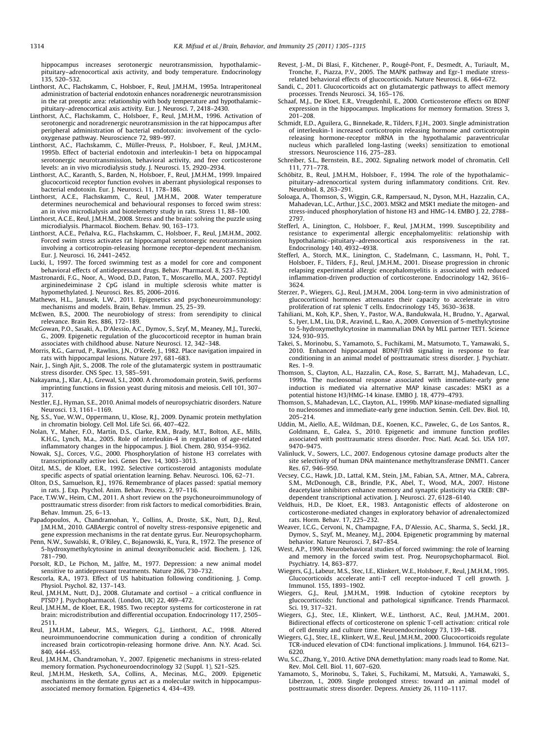hippocampus increases serotonergic neurotransmission, hypothalamic–pituitary–adrenocortical axis activity, and body temperature. Endocrinology 135, 520–532.

Linthorst, A.C., Flachskamm, C., Holsboer, F., Reul, J.M.H.M., 1995a. Intraperitoneal administration of bacterial endotoxin enhances noradrenergic neurotransmission in the rat preoptic area: relationship with body temperature and hypothalamic–pituitary–adrenocortical axis activity. Eur. J. Neurosci. 7, 2418–2430.

Linthorst, A.C., Flachskamm, C., Holsboer, F., Reul, J.M.H.M., 1996. Activation of serotonergic and noradrenergic neurotransmission in the rat hippocampus after peripheral administration of bacterial endotoxin: involvement of the cyclo-oxygenase pathway. Neuroscience 72, 989–997.

Linthorst, A.C., Flachskamm, C., Müller-Preuss, P., Holsboer, F., Reul, J.M.H.M., 1995b. Effect of bacterial endotoxin and interleukin-1 beta on hippocampal serotonergic neurotransmission, behavioral activity, and free corticosterone levels: an in vivo microdialysis study. J. Neurosci. 15, 2920–2934.

Linthorst, A.C., Karanth, S., Barden, N., Holsboer, F., Reul, J.M.H.M., 1999. Impaired glucocorticoid receptor function evolves in aberrant physiological responses to bacterial endotoxin. Eur. J. Neurosci. 11, 178–186.

Linthorst, A.C.E., Flachskamm, C., Reul, J.M.H.M., 2008. Water temperature determines neurochemical and behavioural responses to forced swim stress: an in vivo microdialysis and biotelemetry study in rats. Stress 11, 88–100.

Linthorst, A.C.E., Reul, J.M.H.M., 2008. Stress and the brain: solving the puzzle using microdialysis. Pharmacol. Biochem. Behav. 90, 163–173.

Linthorst, A.C.E., Peñalva, R.G., Flachskamm, C., Holsboer, F., Reul, J.M.H.M., 2002. Forced swim stress activates rat hippocampal serotonergic neurotransmission involving a corticotropin-releasing hormone receptor-dependent mechanism. Eur. J. Neurosci. 16, 2441–2452.

Lucki, I., 1997. The forced swimming test as a model for core and component behavioral effects of antidepressant drugs. Behav. Pharmacol. 8, 523–532.

Mastronardi, F.G., Noor, A., Wood, D.D., Paton, T., Moscarello, M.A., 2007. Peptidyl argininedeiminase 2 CpG island in multiple sclerosis white matter is hypomethylated. J. Neurosci. Res. 85, 2006–2016.

Mathews, H.L., Janusek, L.W., 2011. Epigenetics and psychoneuroimmunology: mechanisms and models. Brain, Behav. Immun. 25, 25–39.

McEwen, B.S., 2000. The neurobiology of stress: from serendipity to clinical relevance. Brain Res. 886, 172–189.

McGowan, P.O., Sasaki, A., D'Alessio, A.C., Dymov, S., Szyf, M., Meaney, M.J., Turecki, G., 2009. Epigenetic regulation of the glucocorticoid receptor in human brain associates with childhood abuse. Nature Neurosci. 12, 342–348.

Morris, R.G., Garrud, P., Rawlins, J.N., O'Keefe, J., 1982. Place navigation impaired in rats with hippocampal lesions. Nature 297, 681–683.

Nair, J., Singh Ajit, S., 2008. The role of the glutamatergic system in posttraumatic stress disorder. CNS Spec. 13, 585–591.

Nakayama, J., Klar, A.J., Grewal, S.I., 2000. A chromodomain protein, Swi6, performs imprinting functions in fission yeast during mitosis and meiosis. Cell 101, 307–317.

Nestler, E.J., Hyman, S.E., 2010. Animal models of neuropsychiatric disorders. Nature Neurosci. 13, 1161–1169.

Ng, S.S., Yue, W.W., Oppermann, U., Klose, R.J., 2009. Dynamic protein methylation in chromatin biology. Cell Mol. Life Sci. 66, 407–422.

Nolan, Y., Maher, F.O., Martin, D.S., Clarke, R.M., Brady, M.T., Bolton, A.E., Mills, K.H.G., Lynch, M.a., 2005. Role of interleukin-4 in regulation of age-related inflammatory changes in the hippocampus. J. Biol. Chem. 280, 9354–9362.

Nowak, S.J., Corces, V.G., 2000. Phosphorylation of histone H3 correlates with transcriptionally active loci. Genes Dev. 14, 3003–3013.

Oitzl, M.S., de Kloet, E.R., 1992. Selective corticosteroid antagonists modulate specific aspects of spatial orientation learning. Behav. Neurosci. 106, 62–71.

Olton, D.S., Samuelson, R.J., 1976. Remembrance of places passed: spatial memory in rats. J. Exp. Psychol. Anim. Behav. Process. 2, 97–116.

Pace, T.W.W., Heim, C.M., 2011. A short review on the psychoneuroimmunology of posttraumatic stress disorder: from risk factors to medical comorbidities. Brain, Behav. Immun. 25, 6–13.

Papadopoulos, A., Chandramohan, Y., Collins, A., Droste, S.K., Nutt, D.J., Reul, J.M.H.M., 2010. GABAergic control of novelty stress-responsive epigenetic and gene expression mechanisms in the rat dentate gyrus. Eur. Neuropsychopharm.

Penn, N.W., Suwalski, R., O'Riley, C., Bojanowski, K., Yura, R., 1972. The presence of 5-hydroxymethylcytosine in animal deoxyribonucleic acid. Biochem. J. 126, 781–790.

Porsolt, R.D., Le Pichon, M., Jalfre, M., 1977. Depression: a new animal model sensitive to antidepressant treatments. Nature 266, 730–732.

Rescorla, R.A., 1973. Effect of US habituation following conditioning. J. Comp. Physiol. Psychol. 82, 137–143.

Reul, J.M.H.M., Nutt, D.J., 2008. Glutamate and cortisol – a critical confluence in PTSD? J. Psychopharmacol. (London, UK) 22, 469–472.

Reul, J.M.H.M., de Kloet, E.R., 1985. Two receptor systems for corticosterone in rat brain: microdistribution and differential occupation. Endocrinology 117, 2505–2511.

Reul, J.M.H.M., Labeur, M.S., Wiegers, G.J., Linthorst, A.C., 1998. Altered neuroimmunoendocrine communication during a condition of chronically increased brain corticotropin-releasing hormone drive. Ann. N.Y. Acad. Sci. 840, 444–455.

Reul, J.M.H.M., Chandramohan, Y., 2007. Epigenetic mechanisms in stress-related memory formation. Psychoneuroendocrinology 32 (Suppl. 1), S21–S25.

Reul, J.M.H.M., Hesketh, S.A., Collins, A., Mecinas, M.G., 2009. Epigenetic mechanisms in the dentate gyrus act as a molecular switch in hippocampus-associated memory formation. Epigenetics 4, 434–439.

Revest, J.-M., Di Blasi, F., Kitchener, P., Rougé-Pont, F., Desmedt, A., Turiault, M., Tronche, F., Piazza, P.V., 2005. The MAPK pathway and Egr-1 mediate stress-related behavioral effects of glucocorticoids. Nature Neurosci. 8, 664–672.

Sandi, C., 2011. Glucocorticoids act on glutamatergic pathways to affect memory processes. Trends Neurosci. 34, 165–176.

Schaaf, M.J., De Kloet, E.R., Vreugdenhil, E., 2000. Corticosterone effects on BDNF expression in the hippocampus. Implications for memory formation. Stress 3, 201–208.

Schmidt, E.D., Aguilera, G., Binnekade, R., Tilders, F.J.H., 2003. Single administration of interleukin-1 increased corticotropin releasing hormone and corticotropin releasing hormone-receptor mRNA in the hypothalamic paraventricular nucleus which paralleled long-lasting (weeks) sensitization to emotional stressors. Neuroscience 116, 275–283.

Schreiber, S.L., Bernstein, B.E., 2002. Signaling network model of chromatin. Cell 111, 771–778.

Schöbitz, B., Reul, J.M.H.M., Holsboer, F., 1994. The role of the hypothalamic–pituitary–adrenocortical system during inflammatory conditions. Crit. Rev. Neurobiol. 8, 263–291.

Soloaga, A., Thomson, S., Wiggin, G.R., Rampersaud, N., Dyson, M.H., Hazzalin, C.A., Mahadevan, L.C., Arthur, J.S.C., 2003. MSK2 and MSK1 mediate the mitogen- and stress-induced phosphorylation of histone H3 and HMG-14. EMBO J. 22, 2788–2797.

Stefferl, A., Linington, C., Holsboer, F., Reul, J.M.H.M., 1999. Susceptibility and resistance to experimental allergic encephalomyelitis: relationship with hypothalamic–pituitary–adrenocortical axis responsiveness in the rat. Endocrinology 140, 4932–4938.

Stefferl, A., Storch, M.K., Linington, C., Stadelmann, C., Lassmann, H., Pohl, T., Holsboer, F., Tilders, F.J., Reul, J.M.H.M., 2001. Disease progression in chronic relapsing experimental allergic encephalomyelitis is associated with reduced inflammation-driven production of corticosterone. Endocrinology 142, 3616–3624.

Sterzer, P., Wiegers, G.J., Reul, J.M.H.M., 2004. Long-term in vivo administration of glucocorticoid hormones attenuates their capacity to accelerate in vitro proliferation of rat splenic T cells. Endocrinology 145, 3630–3638.

Tahiliani, M., Koh, K.P., Shen, Y., Pastor, W.A., Bandukwala, H., Brudno, Y., Agarwal, S., Iyer, L.M., Liu, D.R., Aravind, L., Rao, A., 2009. Conversion of 5-methylcytosine to 5-hydroxymethylcytosine in mammalian DNA by MLL partner TET1. Science 324, 930–935.

Takei, S., Morinobu, S., Yamamoto, S., Fuchikami, M., Matsumoto, T., Yamawaki, S., 2010. Enhanced hippocampal BDNF/TrkB signaling in response to fear conditioning in an animal model of posttraumatic stress disorder. J. Psychiatr. Res. 1–9.

Thomson, S., Clayton, A.L., Hazzalin, C.A., Rose, S., Barratt, M.J., Mahadevan, L.C., 1999a. The nucleosomal response associated with immediate-early gene induction is mediated via alternative MAP kinase cascades: MSK1 as a potential histone H3/HMG-14 kinase. EMBO J. 18, 4779–4793.

Thomson, S., Mahadevan, L.C., Clayton, A.L., 1999b. MAP kinase-mediated signalling to nucleosomes and immediate-early gene induction. Semin. Cell. Dev. Biol. 10, 205–214.

Uddin, M., Aiello, A.E., Wildman, D.E., Koenen, K.C., Pawelec, G., de Los Santos, R., Goldmann, E., Galea, S., 2010. Epigenetic and immune function profiles associated with posttraumatic stress disorder. Proc. Natl. Acad. Sci. USA 107, 9470–9475.

Valinluck, V., Sowers, L.C., 2007. Endogenous cytosine damage products alter the site selectivity of human DNA maintenance methyltransferase DNMT1. Cancer Res. 67, 946–950.

Vecsey, C.G., Hawk, J.D., Lattal, K.M., Stein, J.M., Fabian, S.A., Attner, M.A., Cabrera, S.M., McDonough, C.B., Brindle, P.K., Abel, T., Wood, M.A., 2007. Histone deacetylase inhibitors enhance memory and synaptic plasticity via CREB: CBP-dependent transcriptional activation. J. Neurosci. 27, 6128–6140.

Veldhuis, H.D., De Kloet, E.R., 1983. Antagonistic effects of aldosterone on corticosterone-mediated changes in exploratory behavior of adrenalectomized rats. Horm. Behav. 17, 225–232.

Weaver, I.C.G., Cervoni, N., Champagne, F.A., D'Alessio, A.C., Sharma, S., Seckl, J.R., Dymov, S., Szyf, M., Meaney, M.J., 2004. Epigenetic programming by maternal behavior. Nature Neurosci. 7, 847–854.

West, A.P., 1990. Neurobehavioral studies of forced swimming: the role of learning and memory in the forced swim test. Prog. Neuropsychopharmacol. Biol. Psychiatry. 14, 863–877.

Wiegers, G.J., Labeur, M.S., Stec, I.E., Klinkert, W.E., Holsboer, F., Reul, J.M.H.M., 1995. Glucocorticoids accelerate anti-T cell receptor-induced T cell growth. J. Immunol. 155, 1893–1902.

Wiegers, G.J., Reul, J.M.H.M., 1998. Induction of cytokine receptors by glucocorticoids: functional and pathological significance. Trends Pharmacol. Sci. 19, 317–321.

Wiegers, G.J., Stec, I.E., Klinkert, W.E., Linthorst, A.C., Reul, J.M.H.M., 2001. Bidirectional effects of corticosterone on splenic T-cell activation: critical role of cell density and culture time. Neuroendocrinology 73, 139–148.

Wiegers, G.J., Stec, I.E., Klinkert, W.E., Reul, J.M.H.M., 2000. Glucocorticoids regulate TCR-induced elevation of CD4: functional implications. J. Immunol. 164, 6213–6220.

Wu, S.C., Zhang, Y., 2010. Active DNA demethylation: many roads lead to Rome. Nat. Rev. Mol. Cell. Biol. 11, 607–620.

Yamamoto, S., Morinobu, S., Takei, S., Fuchikami, M., Matsuki, A., Yamawaki, S., Liberzon, I., 2009. Single prolonged stress: toward an animal model of posttraumatic stress disorder. Depress. Anxiety 26, 1110–1117.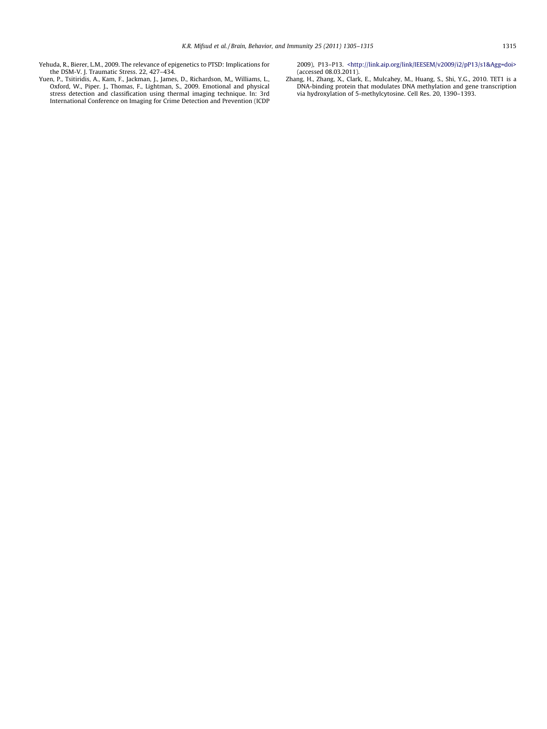Yehuda, R., Bierer, L.M., 2009. The relevance of epigenetics to PTSD: Implications for the DSM-V. J. Traumatic Stress. 22, 427–434.

Yuen, P., Tsitiridis, A., Kam, F., Jackman, J., James, D., Richardson, M., Williams, L., Oxford, W., Piper. J., Thomas, F., Lightman, S., 2009. Emotional and physical stress detection and classification using thermal imaging technique. In: 3rd International Conference on Imaging for Crime Detection and Prevention (ICDP 2009), P13–P13. <http://link.aip.org/link/IEESEM/v2009/i2/pP13/s1&Agg=doi> (accessed 08.03.2011).

Zhang, H., Zhang, X., Clark, E., Mulcahey, M., Huang, S., Shi, Y.G., 2010. TET1 is a DNA-binding protein that modulates DNA methylation and gene transcription via hydroxylation of 5-methylcytosine. Cell Res. 20, 1390–1393.